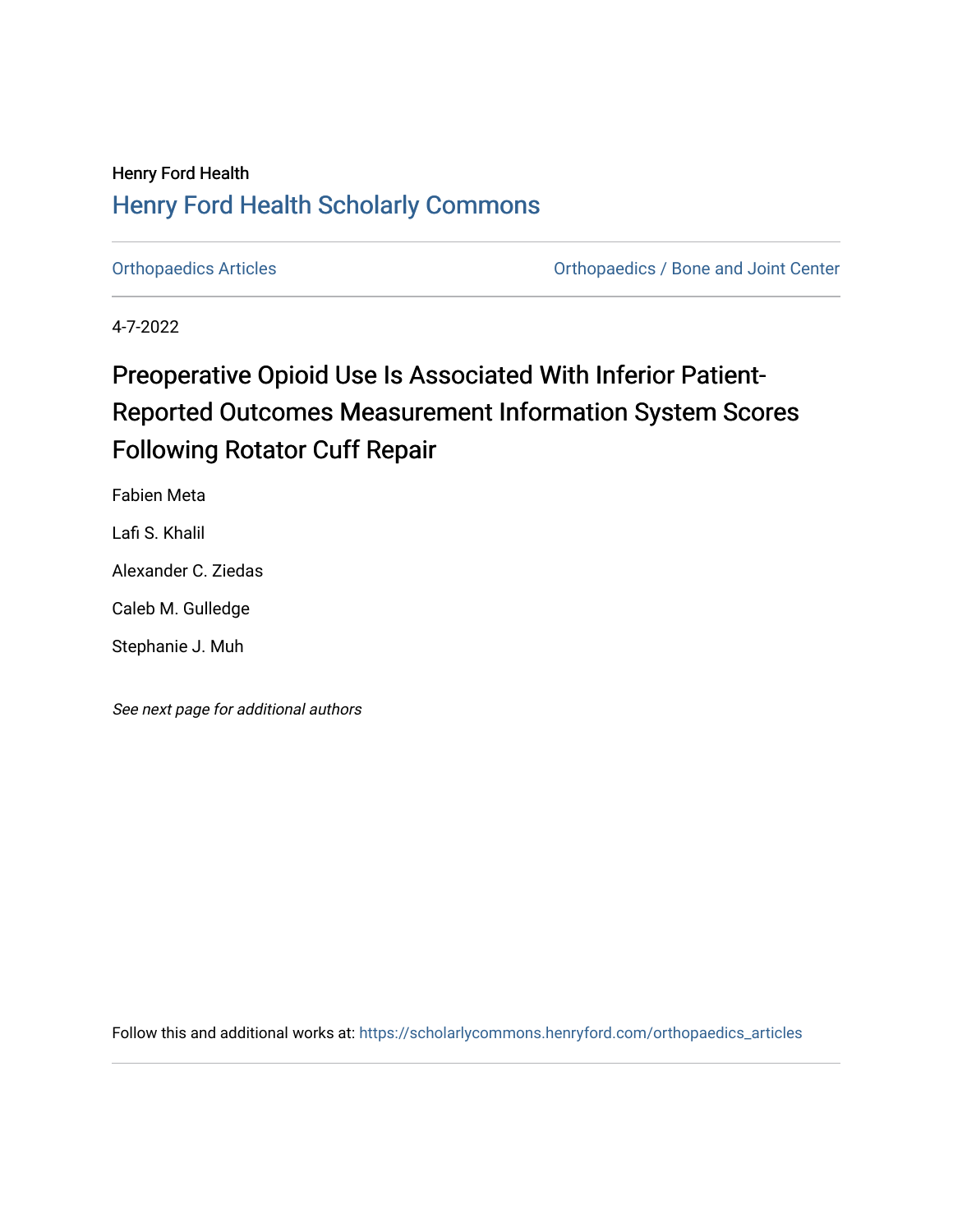Henry Ford Health

Henry Ford Health Scholarly Commons

Orthopaedics Articles

Orthopaedics / Bone and Joint Center

4-7-2022

# Preoperative Opioid Use Is Associated With Inferior Patient-Reported Outcomes Measurement Information System Scores Following Rotator Cuff Repair

Fabien Meta

Lafi S. Khalil

Alexander C. Ziedas

Caleb M. Gulledge

Stephanie J. Muh

*See next page for additional authors*

Follow this and additional works at: https://scholarlycommons.henryford.com/orthopaedics_articles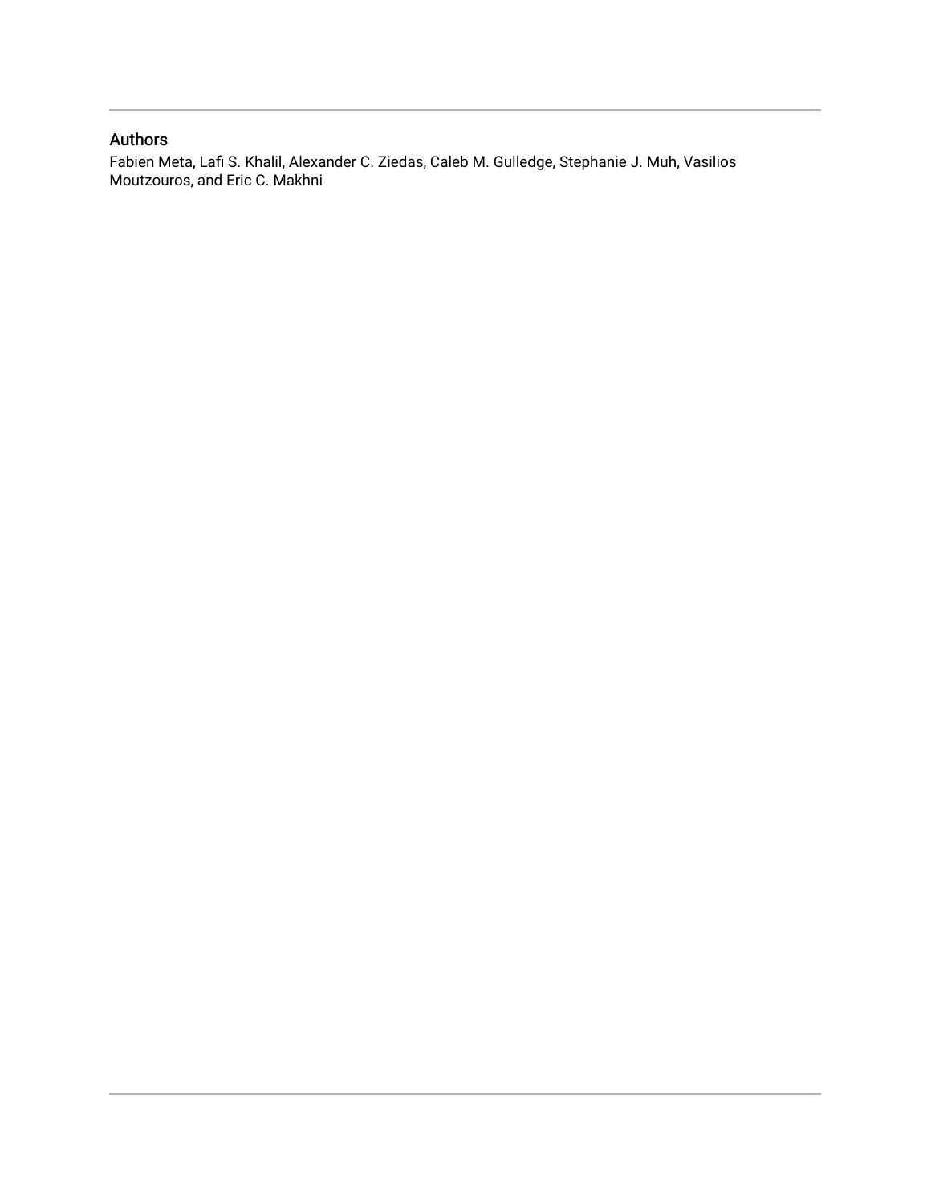## Authors

Fabien Meta, Lafi S. Khalil, Alexander C. Ziedas, Caleb M. Gulledge, Stephanie J. Muh, Vasilios Moutzouros, and Eric C. Makhni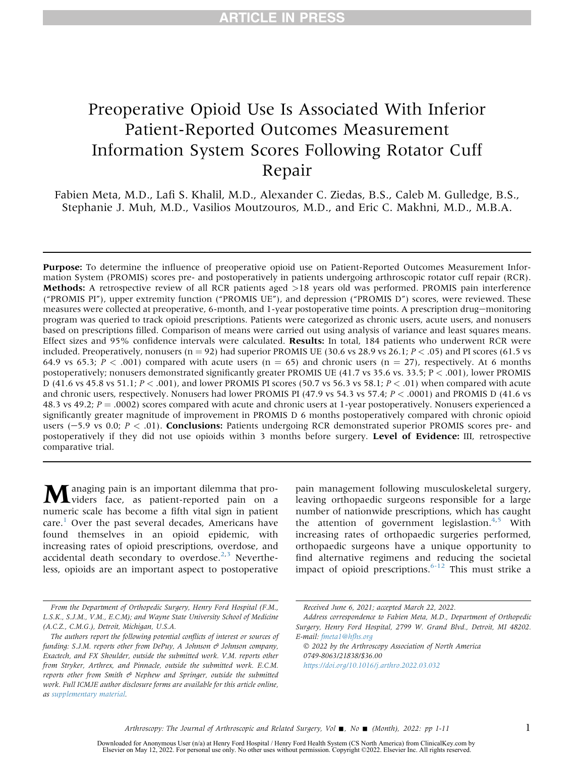# Preoperative Opioid Use Is Associated With Inferior Patient-Reported Outcomes Measurement Information System Scores Following Rotator Cuff Repair

Fabien Meta, M.D., Lafi S. Khalil, M.D., Alexander C. Ziedas, B.S., Caleb M. Gulledge, B.S., Stephanie J. Muh, M.D., Vasilios Moutzouros, M.D., and Eric C. Makhni, M.D., M.B.A.

**Purpose:** To determine the influence of preoperative opioid use on Patient-Reported Outcomes Measurement Information System (PROMIS) scores pre- and postoperatively in patients undergoing arthroscopic rotator cuff repair (RCR). **Methods:** A retrospective review of all RCR patients aged >18 years old was performed. PROMIS pain interference ("PROMIS PI"), upper extremity function ("PROMIS UE"), and depression ("PROMIS D") scores, were reviewed. These measures were collected at preoperative, 6-month, and 1-year postoperative time points. A prescription drug−monitoring program was queried to track opioid prescriptions. Patients were categorized as chronic users, acute users, and nonusers based on prescriptions filled. Comparison of means were carried out using analysis of variance and least squares means. Effect sizes and 95% confidence intervals were calculated. **Results:** In total, 184 patients who underwent RCR were included. Preoperatively, nonusers (n = 92) had superior PROMIS UE (30.6 vs 28.9 vs 26.1; $P < .05$) and PI scores (61.5 vs 64.9 vs 65.3; $P < .001$) compared with acute users (n = 65) and chronic users (n = 27), respectively. At 6 months postoperatively; nonusers demonstrated significantly greater PROMIS UE (41.7 vs 35.6 vs. 33.5; $P < .001$), lower PROMIS D (41.6 vs 45.8 vs 51.1; $P < .001$), and lower PROMIS PI scores (50.7 vs 56.3 vs 58.1; $P < .01$) when compared with acute and chronic users, respectively. Nonusers had lower PROMIS PI (47.9 vs 54.3 vs 57.4; $P < .0001$) and PROMIS D (41.6 vs 48.3 vs 49.2; $P = .0002$) scores compared with acute and chronic users at 1-year postoperatively. Nonusers experienced a significantly greater magnitude of improvement in PROMIS D 6 months postoperatively compared with chronic opioid users (−5.9 vs 0.0; $P < .01$). **Conclusions:** Patients undergoing RCR demonstrated superior PROMIS scores pre- and postoperatively if they did not use opioids within 3 months before surgery. **Level of Evidence:** III, retrospective comparative trial.

Managing pain is an important dilemma that providers face, as patient-reported pain on a numeric scale has become a fifth vital sign in patient care.[1] Over the past several decades, Americans have found themselves in an opioid epidemic, with increasing rates of opioid prescriptions, overdose, and accidental death secondary to overdose.[2,3] Nevertheless, opioids are an important aspect to postoperative pain management following musculoskeletal surgery, leaving orthopaedic surgeons responsible for a large number of nationwide prescriptions, which has caught the attention of government legislation.[4,5] With increasing rates of orthopaedic surgeries performed, orthopaedic surgeons have a unique opportunity to find alternative regimens and reducing the societal impact of opioid prescriptions.[6-12] This must strike a

*From the Department of Orthopedic Surgery, Henry Ford Hospital (F.M., L.S.K., S.J.M., V.M., E.C.M); and Wayne State University School of Medicine (A.C.Z., C.M.G.), Detroit, Michigan, U.S.A.*

*The authors report the following potential conflicts of interest or sources of funding: S.J.M. reports other from DePuy, A Johnson & Johnson company, Exactech, and FX Shoulder, outside the submitted work. V.M. reports other from Stryker, Arthrex, and Pinnacle, outside the submitted work. E.C.M. reports other from Smith & Nephew and Springer, outside the submitted work. Full ICMJE author disclosure forms are available for this article online, as supplementary material.*

*Received June 6, 2021; accepted March 22, 2022.*

*Address correspondence to Fabien Meta, M.D., Department of Orthopedic Surgery, Henry Ford Hospital, 2799 W. Grand Blvd., Detroit, MI 48202. E-mail: fmeta1@hfhs.org*

© 2022 by the Arthroscopy Association of North America
0749-8063/21838/$36.00
https://doi.org/10.1016/j.arthro.2022.03.032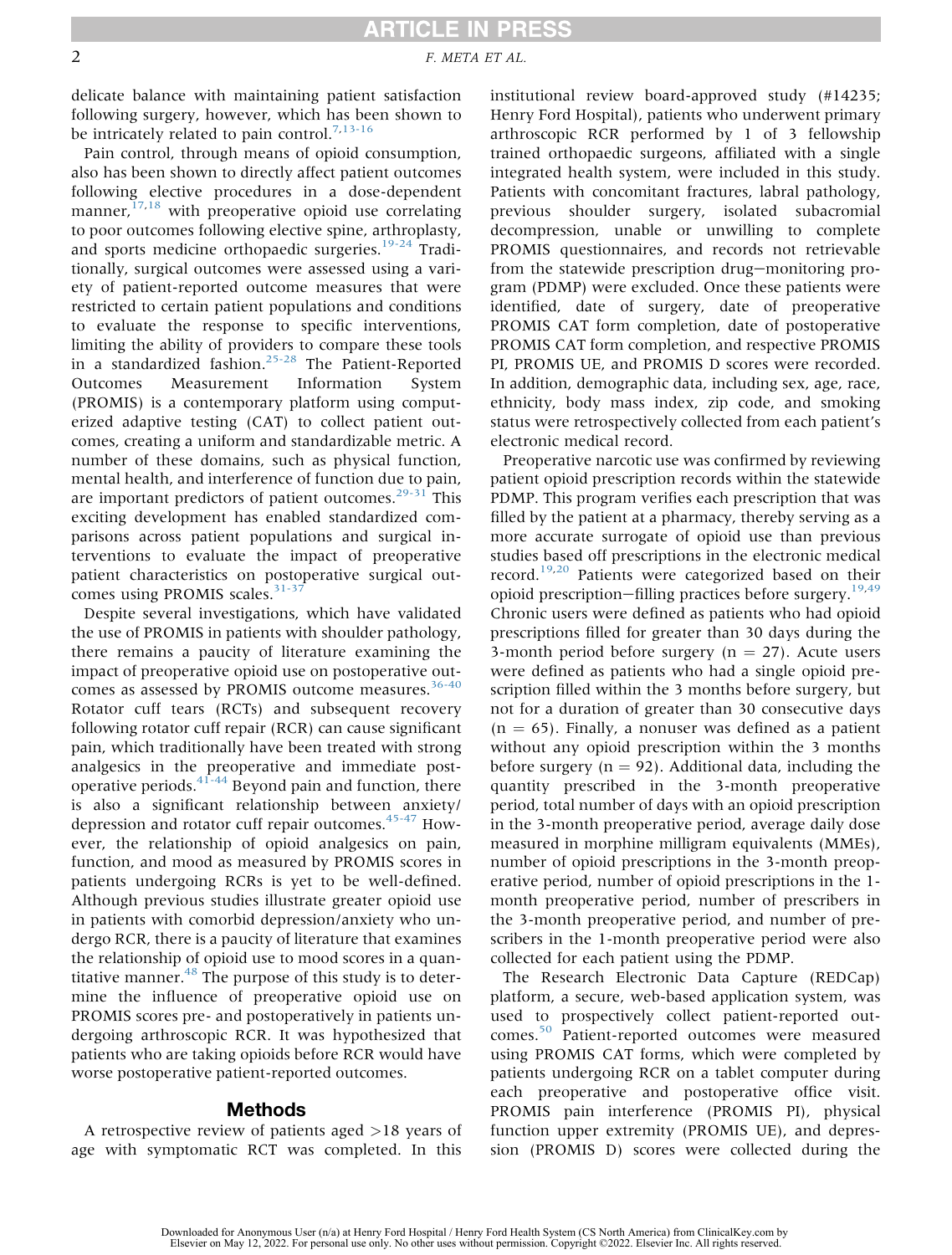delicate balance with maintaining patient satisfaction following surgery, however, which has been shown to be intricately related to pain control.[7,13-16]

Pain control, through means of opioid consumption, also has been shown to directly affect patient outcomes following elective procedures in a dose-dependent manner,[17,18] with preoperative opioid use correlating to poor outcomes following elective spine, arthroplasty, and sports medicine orthopaedic surgeries.[19-24] Traditionally, surgical outcomes were assessed using a variety of patient-reported outcome measures that were restricted to certain patient populations and conditions to evaluate the response to specific interventions, limiting the ability of providers to compare these tools in a standardized fashion.[25-28] The Patient-Reported Outcomes Measurement Information System (PROMIS) is a contemporary platform using computerized adaptive testing (CAT) to collect patient outcomes, creating a uniform and standardizable metric. A number of these domains, such as physical function, mental health, and interference of function due to pain, are important predictors of patient outcomes.[29-31] This exciting development has enabled standardized comparisons across patient populations and surgical interventions to evaluate the impact of preoperative patient characteristics on postoperative surgical outcomes using PROMIS scales.[31-37]

Despite several investigations, which have validated the use of PROMIS in patients with shoulder pathology, there remains a paucity of literature examining the impact of preoperative opioid use on postoperative outcomes as assessed by PROMIS outcome measures.[36-40] Rotator cuff tears (RCTs) and subsequent recovery following rotator cuff repair (RCR) can cause significant pain, which traditionally have been treated with strong analgesics in the preoperative and immediate postoperative periods.[41-44] Beyond pain and function, there is also a significant relationship between anxiety/depression and rotator cuff repair outcomes.[45-47] However, the relationship of opioid analgesics on pain, function, and mood as measured by PROMIS scores in patients undergoing RCRs is yet to be well-defined. Although previous studies illustrate greater opioid use in patients with comorbid depression/anxiety who undergo RCR, there is a paucity of literature that examines the relationship of opioid use to mood scores in a quantitative manner.[48] The purpose of this study is to determine the influence of preoperative opioid use on PROMIS scores pre- and postoperatively in patients undergoing arthroscopic RCR. It was hypothesized that patients who are taking opioids before RCR would have worse postoperative patient-reported outcomes.

## Methods

A retrospective review of patients aged >18 years of age with symptomatic RCT was completed. In this institutional review board-approved study (#14235; Henry Ford Hospital), patients who underwent primary arthroscopic RCR performed by 1 of 3 fellowship trained orthopaedic surgeons, affiliated with a single integrated health system, were included in this study. Patients with concomitant fractures, labral pathology, previous shoulder surgery, isolated subacromial decompression, unable or unwilling to complete PROMIS questionnaires, and records not retrievable from the statewide prescription drug−monitoring program (PDMP) were excluded. Once these patients were identified, date of surgery, date of preoperative PROMIS CAT form completion, date of postoperative PROMIS CAT form completion, and respective PROMIS PI, PROMIS UE, and PROMIS D scores were recorded. In addition, demographic data, including sex, age, race, ethnicity, body mass index, zip code, and smoking status were retrospectively collected from each patient's electronic medical record.

Preoperative narcotic use was confirmed by reviewing patient opioid prescription records within the statewide PDMP. This program verifies each prescription that was filled by the patient at a pharmacy, thereby serving as a more accurate surrogate of opioid use than previous studies based off prescriptions in the electronic medical record.[19,20] Patients were categorized based on their opioid prescription−filling practices before surgery.[19,49] Chronic users were defined as patients who had opioid prescriptions filled for greater than 30 days during the 3-month period before surgery (n = 27). Acute users were defined as patients who had a single opioid prescription filled within the 3 months before surgery, but not for a duration of greater than 30 consecutive days (n = 65). Finally, a nonuser was defined as a patient without any opioid prescription within the 3 months before surgery (n = 92). Additional data, including the quantity prescribed in the 3-month preoperative period, total number of days with an opioid prescription in the 3-month preoperative period, average daily dose measured in morphine milligram equivalents (MMEs), number of opioid prescriptions in the 3-month preoperative period, number of opioid prescriptions in the 1-month preoperative period, number of prescribers in the 3-month preoperative period, and number of prescribers in the 1-month preoperative period were also collected for each patient using the PDMP.

The Research Electronic Data Capture (REDCap) platform, a secure, web-based application system, was used to prospectively collect patient-reported outcomes.[50] Patient-reported outcomes were measured using PROMIS CAT forms, which were completed by patients undergoing RCR on a tablet computer during each preoperative and postoperative office visit. PROMIS pain interference (PROMIS PI), physical function upper extremity (PROMIS UE), and depression (PROMIS D) scores were collected during the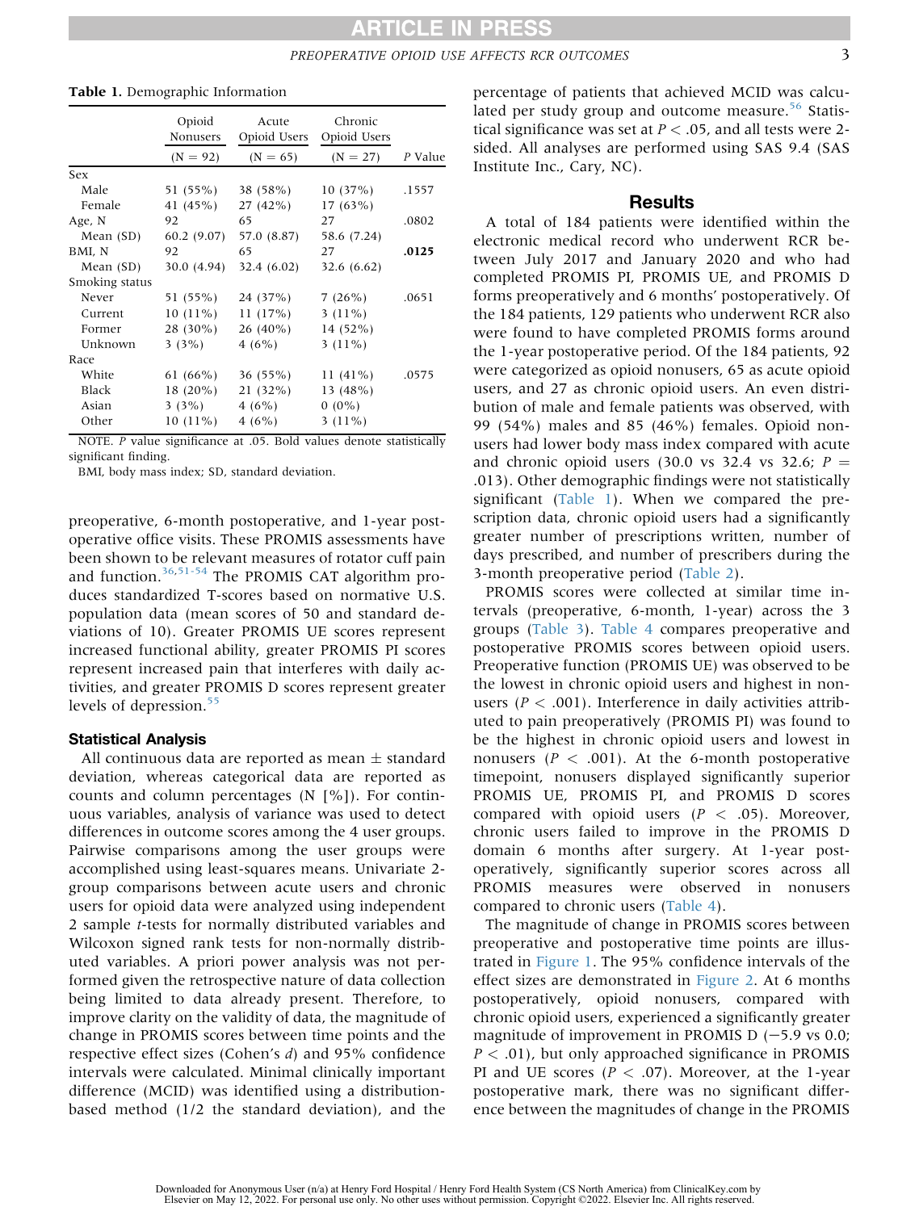**Table 1.** Demographic Information

| | Opioid Nonusers | Acute Opioid Users | Chronic Opioid Users | |
|---|---|---|---|---|
| | (N = 92) | (N = 65) | (N = 27) | *P* Value |
| Sex | | | | |
| Male | 51 (55%) | 38 (58%) | 10 (37%) | .1557 |
| Female | 41 (45%) | 27 (42%) | 17 (63%) | |
| Age, N | 92 | 65 | 27 | .0802 |
| Mean (SD) | 60.2 (9.07) | 57.0 (8.87) | 58.6 (7.24) | |
| BMI, N | 92 | 65 | 27 | **.0125** |
| Mean (SD) | 30.0 (4.94) | 32.4 (6.02) | 32.6 (6.62) | |
| Smoking status | | | | |
| Never | 51 (55%) | 24 (37%) | 7 (26%) | .0651 |
| Current | 10 (11%) | 11 (17%) | 3 (11%) | |
| Former | 28 (30%) | 26 (40%) | 14 (52%) | |
| Unknown | 3 (3%) | 4 (6%) | 3 (11%) | |
| Race | | | | |
| White | 61 (66%) | 36 (55%) | 11 (41%) | .0575 |
| Black | 18 (20%) | 21 (32%) | 13 (48%) | |
| Asian | 3 (3%) | 4 (6%) | 0 (0%) | |
| Other | 10 (11%) | 4 (6%) | 3 (11%) | |

NOTE. *P* value significance at .05. Bold values denote statistically significant finding.

BMI, body mass index; SD, standard deviation.

preoperative, 6-month postoperative, and 1-year postoperative office visits. These PROMIS assessments have been shown to be relevant measures of rotator cuff pain and function.[36,51-54] The PROMIS CAT algorithm produces standardized T-scores based on normative U.S. population data (mean scores of 50 and standard deviations of 10). Greater PROMIS UE scores represent increased functional ability, greater PROMIS PI scores represent increased pain that interferes with daily activities, and greater PROMIS D scores represent greater levels of depression.[55]

### Statistical Analysis

All continuous data are reported as mean ± standard deviation, whereas categorical data are reported as counts and column percentages (N [%]). For continuous variables, analysis of variance was used to detect differences in outcome scores among the 4 user groups. Pairwise comparisons among the user groups were accomplished using least-squares means. Univariate 2-group comparisons between acute users and chronic users for opioid data were analyzed using independent 2 sample *t*-tests for normally distributed variables and Wilcoxon signed rank tests for non-normally distributed variables. A priori power analysis was not performed given the retrospective nature of data collection being limited to data already present. Therefore, to improve clarity on the validity of data, the magnitude of change in PROMIS scores between time points and the respective effect sizes (Cohen's *d*) and 95% confidence intervals were calculated. Minimal clinically important difference (MCID) was identified using a distribution-based method (1/2 the standard deviation), and the percentage of patients that achieved MCID was calculated per study group and outcome measure.[56] Statistical significance was set at $P < .05$, and all tests were 2-sided. All analyses are performed using SAS 9.4 (SAS Institute Inc., Cary, NC).

## Results

A total of 184 patients were identified within the electronic medical record who underwent RCR between July 2017 and January 2020 and who had completed PROMIS PI, PROMIS UE, and PROMIS D forms preoperatively and 6 months' postoperatively. Of the 184 patients, 129 patients who underwent RCR also were found to have completed PROMIS forms around the 1-year postoperative period. Of the 184 patients, 92 were categorized as opioid nonusers, 65 as acute opioid users, and 27 as chronic opioid users. An even distribution of male and female patients was observed, with 99 (54%) males and 85 (46%) females. Opioid nonusers had lower body mass index compared with acute and chronic opioid users (30.0 vs 32.4 vs 32.6; $P = .013$). Other demographic findings were not statistically significant (Table 1). When we compared the prescription data, chronic opioid users had a significantly greater number of prescriptions written, number of days prescribed, and number of prescribers during the 3-month preoperative period (Table 2).

PROMIS scores were collected at similar time intervals (preoperative, 6-month, 1-year) across the 3 groups (Table 3). Table 4 compares preoperative and postoperative PROMIS scores between opioid users. Preoperative function (PROMIS UE) was observed to be the lowest in chronic opioid users and highest in nonusers ($P < .001$). Interference in daily activities attributed to pain preoperatively (PROMIS PI) was found to be the highest in chronic opioid users and lowest in nonusers ($P < .001$). At the 6-month postoperative timepoint, nonusers displayed significantly superior PROMIS UE, PROMIS PI, and PROMIS D scores compared with opioid users ($P < .05$). Moreover, chronic users failed to improve in the PROMIS D domain 6 months after surgery. At 1-year postoperatively, significantly superior scores across all PROMIS measures were observed in nonusers compared to chronic users (Table 4).

The magnitude of change in PROMIS scores between preoperative and postoperative time points are illustrated in Figure 1. The 95% confidence intervals of the effect sizes are demonstrated in Figure 2. At 6 months postoperatively, opioid nonusers, compared with chronic opioid users, experienced a significantly greater magnitude of improvement in PROMIS D (−5.9 vs 0.0; $P < .01$), but only approached significance in PROMIS PI and UE scores ($P < .07$). Moreover, at the 1-year postoperative mark, there was no significant difference between the magnitudes of change in the PROMIS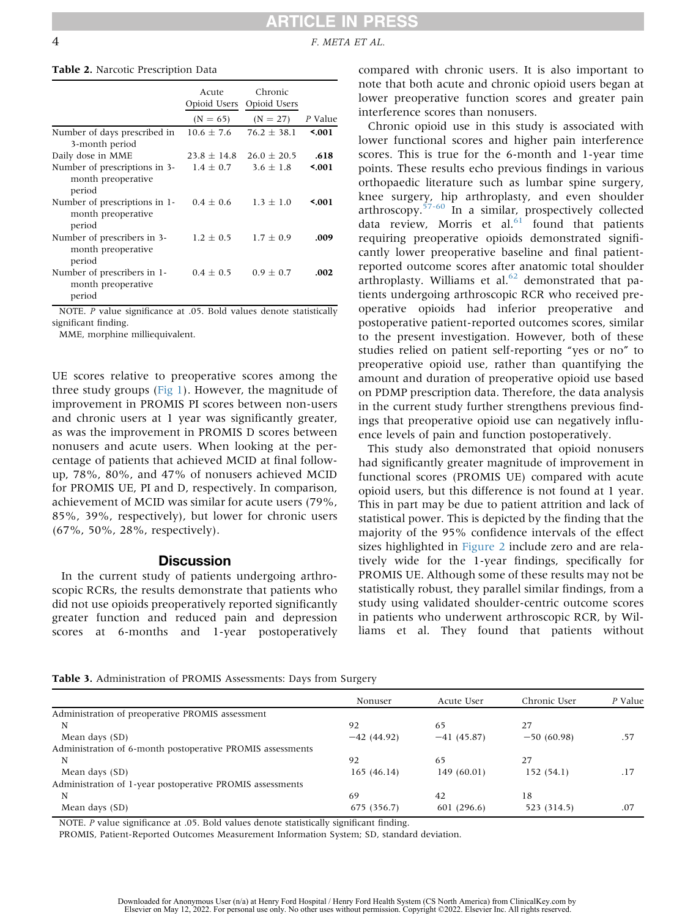**Table 2.** Narcotic Prescription Data

| | Acute Opioid Users | Chronic Opioid Users | |
|---|---|---|---|
| | (N = 65) | (N = 27) | *P* Value |
| Number of days prescribed in 3-month period | 10.6 ± 7.6 | 76.2 ± 38.1 | **<.001** |
| Daily dose in MME | 23.8 ± 14.8 | 26.0 ± 20.5 | **.618** |
| Number of prescriptions in 3-month preoperative period | 1.4 ± 0.7 | 3.6 ± 1.8 | **<.001** |
| Number of prescriptions in 1-month preoperative period | 0.4 ± 0.6 | 1.3 ± 1.0 | **<.001** |
| Number of prescribers in 3-month preoperative period | 1.2 ± 0.5 | 1.7 ± 0.9 | **.009** |
| Number of prescribers in 1-month preoperative period | 0.4 ± 0.5 | 0.9 ± 0.7 | **.002** |

NOTE. *P* value significance at .05. Bold values denote statistically significant finding.
MME, morphine milliequivalent.

UE scores relative to preoperative scores among the three study groups (Fig 1). However, the magnitude of improvement in PROMIS PI scores between non-users and chronic users at 1 year was significantly greater, as was the improvement in PROMIS D scores between nonusers and acute users. When looking at the percentage of patients that achieved MCID at final follow-up, 78%, 80%, and 47% of nonusers achieved MCID for PROMIS UE, PI and D, respectively. In comparison, achievement of MCID was similar for acute users (79%, 85%, 39%, respectively), but lower for chronic users (67%, 50%, 28%, respectively).

## Discussion

In the current study of patients undergoing arthroscopic RCRs, the results demonstrate that patients who did not use opioids preoperatively reported significantly greater function and reduced pain and depression scores at 6-months and 1-year postoperatively compared with chronic users. It is also important to note that both acute and chronic opioid users began at lower preoperative function scores and greater pain interference scores than nonusers.

Chronic opioid use in this study is associated with lower functional scores and higher pain interference scores. This is true for the 6-month and 1-year time points. These results echo previous findings in various orthopaedic literature such as lumbar spine surgery, knee surgery, hip arthroplasty, and even shoulder arthroscopy.[57-60] In a similar, prospectively collected data review, Morris et al.[61] found that patients requiring preoperative opioids demonstrated significantly lower preoperative baseline and final patient-reported outcome scores after anatomic total shoulder arthroplasty. Williams et al.[62] demonstrated that patients undergoing arthroscopic RCR who received preoperative opioids had inferior preoperative and postoperative patient-reported outcomes scores, similar to the present investigation. However, both of these studies relied on patient self-reporting "yes or no" to preoperative opioid use, rather than quantifying the amount and duration of preoperative opioid use based on PDMP prescription data. Therefore, the data analysis in the current study further strengthens previous findings that preoperative opioid use can negatively influence levels of pain and function postoperatively.

This study also demonstrated that opioid nonusers had significantly greater magnitude of improvement in functional scores (PROMIS UE) compared with acute opioid users, but this difference is not found at 1 year. This in part may be due to patient attrition and lack of statistical power. This is depicted by the finding that the majority of the 95% confidence intervals of the effect sizes highlighted in Figure 2 include zero and are relatively wide for the 1-year findings, specifically for PROMIS UE. Although some of these results may not be statistically robust, they parallel similar findings, from a study using validated shoulder-centric outcome scores in patients who underwent arthroscopic RCR, by Williams et al. They found that patients without

**Table 3.** Administration of PROMIS Assessments: Days from Surgery

| | Nonuser | Acute User | Chronic User | *P* Value |
|---|---|---|---|---|
| Administration of preoperative PROMIS assessment | | | | |
| N | 92 | 65 | 27 | |
| Mean days (SD) | −42 (44.92) | −41 (45.87) | −50 (60.98) | .57 |
| Administration of 6-month postoperative PROMIS assessments | | | | |
| N | 92 | 65 | 27 | |
| Mean days (SD) | 165 (46.14) | 149 (60.01) | 152 (54.1) | .17 |
| Administration of 1-year postoperative PROMIS assessments | | | | |
| N | 69 | 42 | 18 | |
| Mean days (SD) | 675 (356.7) | 601 (296.6) | 523 (314.5) | .07 |

NOTE. *P* value significance at .05. Bold values denote statistically significant finding.
PROMIS, Patient-Reported Outcomes Measurement Information System; SD, standard deviation.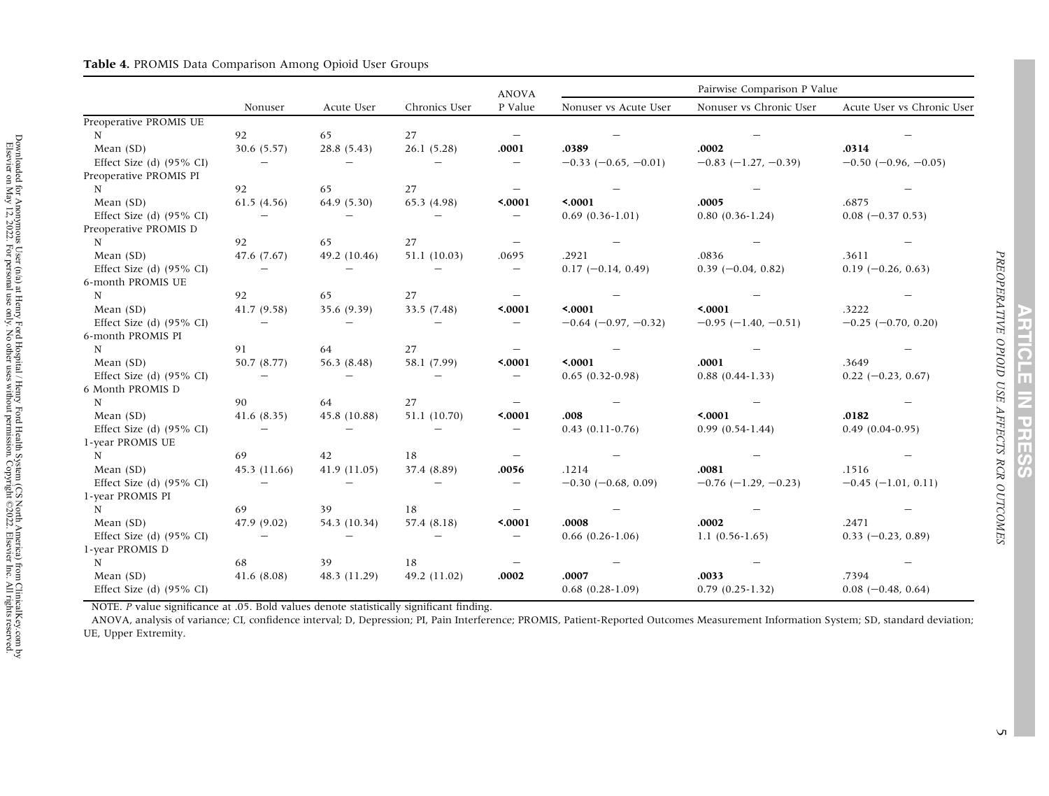**Table 4.** PROMIS Data Comparison Among Opioid User Groups

| | Nonuser | Acute User | Chronics User | ANOVA P Value | Pairwise Comparison P Value | | |
|---|---|---|---|---|---|---|---|
| | | | | | Nonuser vs Acute User | Nonuser vs Chronic User | Acute User vs Chronic User |
| Preoperative PROMIS UE | | | | | | | |
| N | 92 | 65 | 27 | – | – | – | – |
| Mean (SD) | 30.6 (5.57) | 28.8 (5.43) | 26.1 (5.28) | **.0001** | **.0389** | **.0002** | **.0314** |
| Effect Size (d) (95% CI) | – | – | – | – | −0.33 (−0.65, −0.01) | −0.83 (−1.27, −0.39) | −0.50 (−0.96, −0.05) |
| Preoperative PROMIS PI | | | | | | | |
| N | 92 | 65 | 27 | – | – | – | – |
| Mean (SD) | 61.5 (4.56) | 64.9 (5.30) | 65.3 (4.98) | **<.0001** | **<.0001** | **.0005** | .6875 |
| Effect Size (d) (95% CI) | – | – | – | – | 0.69 (0.36-1.01) | 0.80 (0.36-1.24) | 0.08 (−0.37 0.53) |
| Preoperative PROMIS D | | | | | | | |
| N | 92 | 65 | 27 | – | – | – | – |
| Mean (SD) | 47.6 (7.67) | 49.2 (10.46) | 51.1 (10.03) | .0695 | .2921 | .0836 | .3611 |
| Effect Size (d) (95% CI) | – | – | – | – | 0.17 (−0.14, 0.49) | 0.39 (−0.04, 0.82) | 0.19 (−0.26, 0.63) |
| 6-month PROMIS UE | | | | | | | |
| N | 92 | 65 | 27 | – | – | – | – |
| Mean (SD) | 41.7 (9.58) | 35.6 (9.39) | 33.5 (7.48) | **<.0001** | **<.0001** | **<.0001** | .3222 |
| Effect Size (d) (95% CI) | – | – | – | – | −0.64 (−0.97, −0.32) | −0.95 (−1.40, −0.51) | −0.25 (−0.70, 0.20) |
| 6-month PROMIS PI | | | | | | | |
| N | 91 | 64 | 27 | – | – | – | – |
| Mean (SD) | 50.7 (8.77) | 56.3 (8.48) | 58.1 (7.99) | **<.0001** | **<.0001** | **.0001** | .3649 |
| Effect Size (d) (95% CI) | – | – | – | – | 0.65 (0.32-0.98) | 0.88 (0.44-1.33) | 0.22 (−0.23, 0.67) |
| 6 Month PROMIS D | | | | | | | |
| N | 90 | 64 | 27 | – | – | – | – |
| Mean (SD) | 41.6 (8.35) | 45.8 (10.88) | 51.1 (10.70) | **<.0001** | **.008** | **<.0001** | **.0182** |
| Effect Size (d) (95% CI) | – | – | – | – | 0.43 (0.11-0.76) | 0.99 (0.54-1.44) | 0.49 (0.04-0.95) |
| 1-year PROMIS UE | | | | | | | |
| N | 69 | 42 | 18 | – | – | – | – |
| Mean (SD) | 45.3 (11.66) | 41.9 (11.05) | 37.4 (8.89) | **.0056** | .1214 | **.0081** | .1516 |
| Effect Size (d) (95% CI) | – | – | – | – | −0.30 (−0.68, 0.09) | −0.76 (−1.29, −0.23) | −0.45 (−1.01, 0.11) |
| 1-year PROMIS PI | | | | | | | |
| N | 69 | 39 | 18 | – | – | – | – |
| Mean (SD) | 47.9 (9.02) | 54.3 (10.34) | 57.4 (8.18) | **<.0001** | **.0008** | **.0002** | .2471 |
| Effect Size (d) (95% CI) | – | – | – | – | 0.66 (0.26-1.06) | 1.1 (0.56-1.65) | 0.33 (−0.23, 0.89) |
| 1-year PROMIS D | | | | | | | |
| N | 68 | 39 | 18 | – | – | – | – |
| Mean (SD) | 41.6 (8.08) | 48.3 (11.29) | 49.2 (11.02) | **.0002** | **.0007** | **.0033** | .7394 |
| Effect Size (d) (95% CI) | | | | | 0.68 (0.28-1.09) | 0.79 (0.25-1.32) | 0.08 (−0.48, 0.64) |

NOTE. *P* value significance at .05. Bold values denote statistically significant finding.

ANOVA, analysis of variance; CI, confidence interval; D, Depression; PI, Pain Interference; PROMIS, Patient-Reported Outcomes Measurement Information System; SD, standard deviation; UE, Upper Extremity.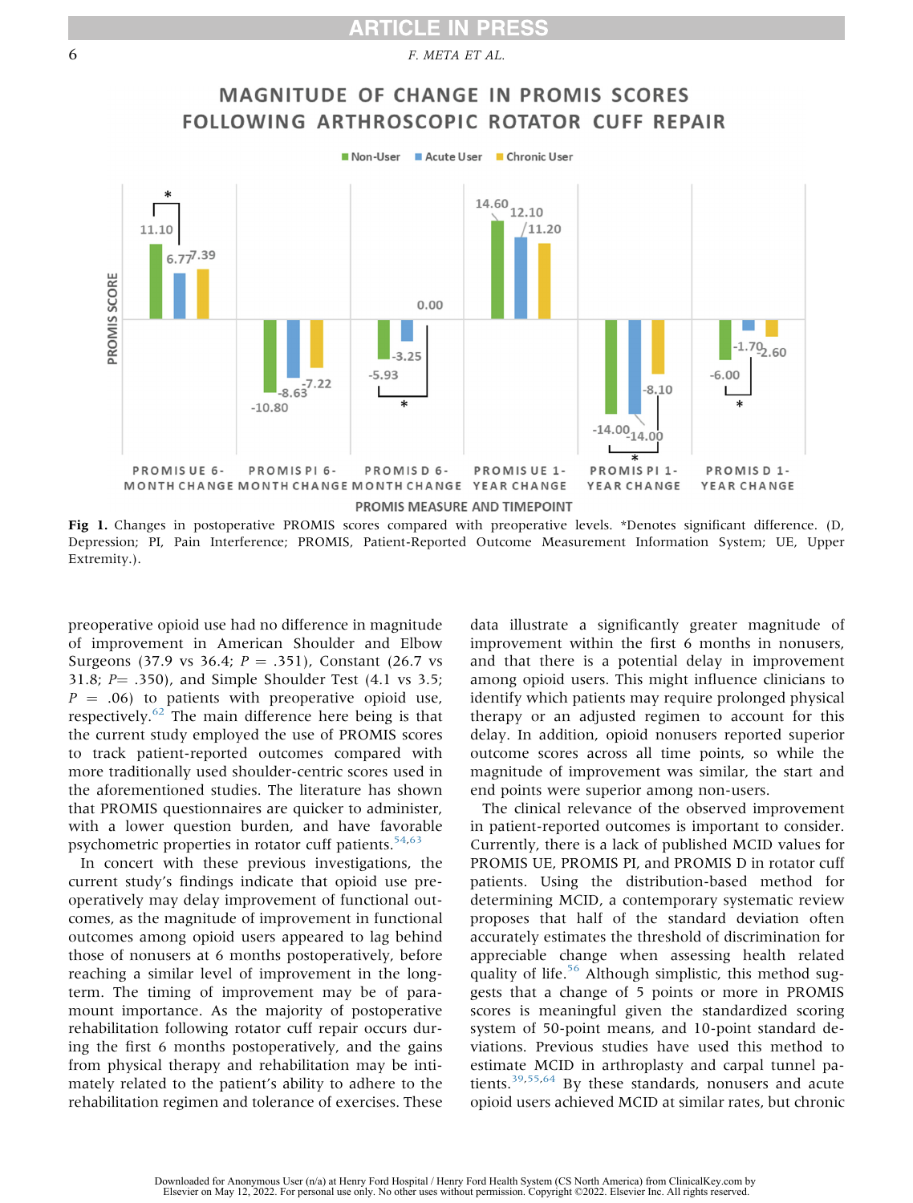Fig 1. Changes in postoperative PROMIS scores compared with preoperative levels. *Denotes significant difference. (D, Depression; PI, Pain Interference; PROMIS, Patient-Reported Outcome Measurement Information System; UE, Upper Extremity.).

preoperative opioid use had no difference in magnitude of improvement in American Shoulder and Elbow Surgeons (37.9 vs 36.4; $P = .351$), Constant (26.7 vs 31.8; $P = .350$), and Simple Shoulder Test (4.1 vs 3.5; $P = .06$) to patients with preoperative opioid use, respectively.[62] The main difference here being is that the current study employed the use of PROMIS scores to track patient-reported outcomes compared with more traditionally used shoulder-centric scores used in the aforementioned studies. The literature has shown that PROMIS questionnaires are quicker to administer, with a lower question burden, and have favorable psychometric properties in rotator cuff patients.[54,63]

In concert with these previous investigations, the current study's findings indicate that opioid use preoperatively may delay improvement of functional outcomes, as the magnitude of improvement in functional outcomes among opioid users appeared to lag behind those of nonusers at 6 months postoperatively, before reaching a similar level of improvement in the long-term. The timing of improvement may be of paramount importance. As the majority of postoperative rehabilitation following rotator cuff repair occurs during the first 6 months postoperatively, and the gains from physical therapy and rehabilitation may be intimately related to the patient's ability to adhere to the rehabilitation regimen and tolerance of exercises. These data illustrate a significantly greater magnitude of improvement within the first 6 months in nonusers, and that there is a potential delay in improvement among opioid users. This might influence clinicians to identify which patients may require prolonged physical therapy or an adjusted regimen to account for this delay. In addition, opioid nonusers reported superior outcome scores across all time points, so while the magnitude of improvement was similar, the start and end points were superior among non-users.

The clinical relevance of the observed improvement in patient-reported outcomes is important to consider. Currently, there is a lack of published MCID values for PROMIS UE, PROMIS PI, and PROMIS D in rotator cuff patients. Using the distribution-based method for determining MCID, a contemporary systematic review proposes that half of the standard deviation often accurately estimates the threshold of discrimination for appreciable change when assessing health related quality of life.[56] Although simplistic, this method suggests that a change of 5 points or more in PROMIS scores is meaningful given the standardized scoring system of 50-point means, and 10-point standard deviations. Previous studies have used this method to estimate MCID in arthroplasty and carpal tunnel patients.[39,55,64] By these standards, nonusers and acute opioid users achieved MCID at similar rates, but chronic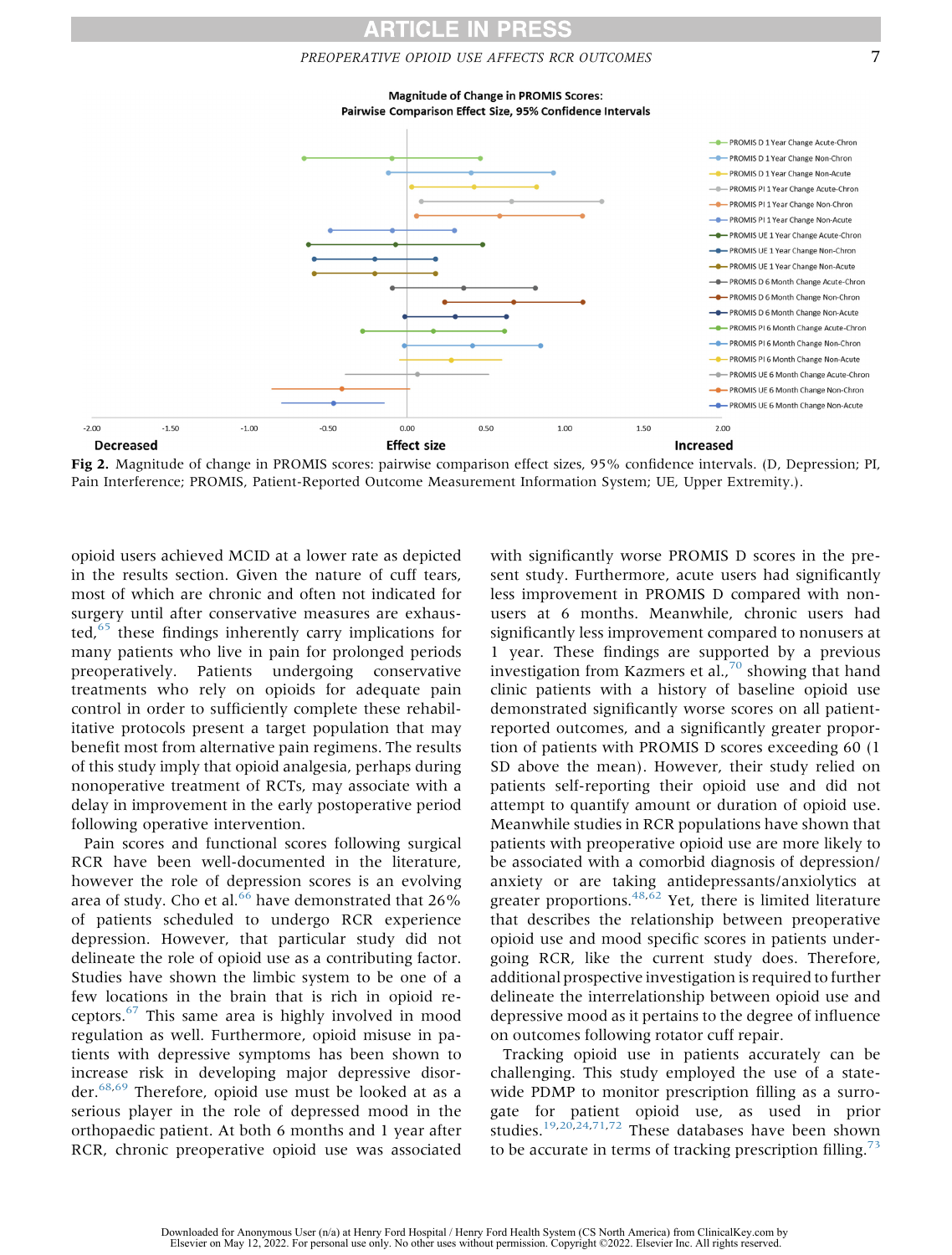**Fig 2.** Magnitude of change in PROMIS scores: pairwise comparison effect sizes, 95% confidence intervals. (D, Depression; PI, Pain Interference; PROMIS, Patient-Reported Outcome Measurement Information System; UE, Upper Extremity.).

opioid users achieved MCID at a lower rate as depicted in the results section. Given the nature of cuff tears, most of which are chronic and often not indicated for surgery until after conservative measures are exhausted,[65] these findings inherently carry implications for many patients who live in pain for prolonged periods preoperatively. Patients undergoing conservative treatments who rely on opioids for adequate pain control in order to sufficiently complete these rehabilitative protocols present a target population that may benefit most from alternative pain regimens. The results of this study imply that opioid analgesia, perhaps during nonoperative treatment of RCTs, may associate with a delay in improvement in the early postoperative period following operative intervention.

Pain scores and functional scores following surgical RCR have been well-documented in the literature, however the role of depression scores is an evolving area of study. Cho et al.[66] have demonstrated that 26% of patients scheduled to undergo RCR experience depression. However, that particular study did not delineate the role of opioid use as a contributing factor. Studies have shown the limbic system to be one of a few locations in the brain that is rich in opioid receptors.[67] This same area is highly involved in mood regulation as well. Furthermore, opioid misuse in patients with depressive symptoms has been shown to increase risk in developing major depressive disorder.[68,69] Therefore, opioid use must be looked at as a serious player in the role of depressed mood in the orthopaedic patient. At both 6 months and 1 year after RCR, chronic preoperative opioid use was associated with significantly worse PROMIS D scores in the present study. Furthermore, acute users had significantly less improvement in PROMIS D compared with nonusers at 6 months. Meanwhile, chronic users had significantly less improvement compared to nonusers at 1 year. These findings are supported by a previous investigation from Kazmers et al.,[70] showing that hand clinic patients with a history of baseline opioid use demonstrated significantly worse scores on all patient-reported outcomes, and a significantly greater proportion of patients with PROMIS D scores exceeding 60 (1 SD above the mean). However, their study relied on patients self-reporting their opioid use and did not attempt to quantify amount or duration of opioid use. Meanwhile studies in RCR populations have shown that patients with preoperative opioid use are more likely to be associated with a comorbid diagnosis of depression/anxiety or are taking antidepressants/anxiolytics at greater proportions.[48,62] Yet, there is limited literature that describes the relationship between preoperative opioid use and mood specific scores in patients undergoing RCR, like the current study does. Therefore, additional prospective investigation is required to further delineate the interrelationship between opioid use and depressive mood as it pertains to the degree of influence on outcomes following rotator cuff repair.

Tracking opioid use in patients accurately can be challenging. This study employed the use of a statewide PDMP to monitor prescription filling as a surrogate for patient opioid use, as used in prior studies.[19,20,24,71,72] These databases have been shown to be accurate in terms of tracking prescription filling.[73]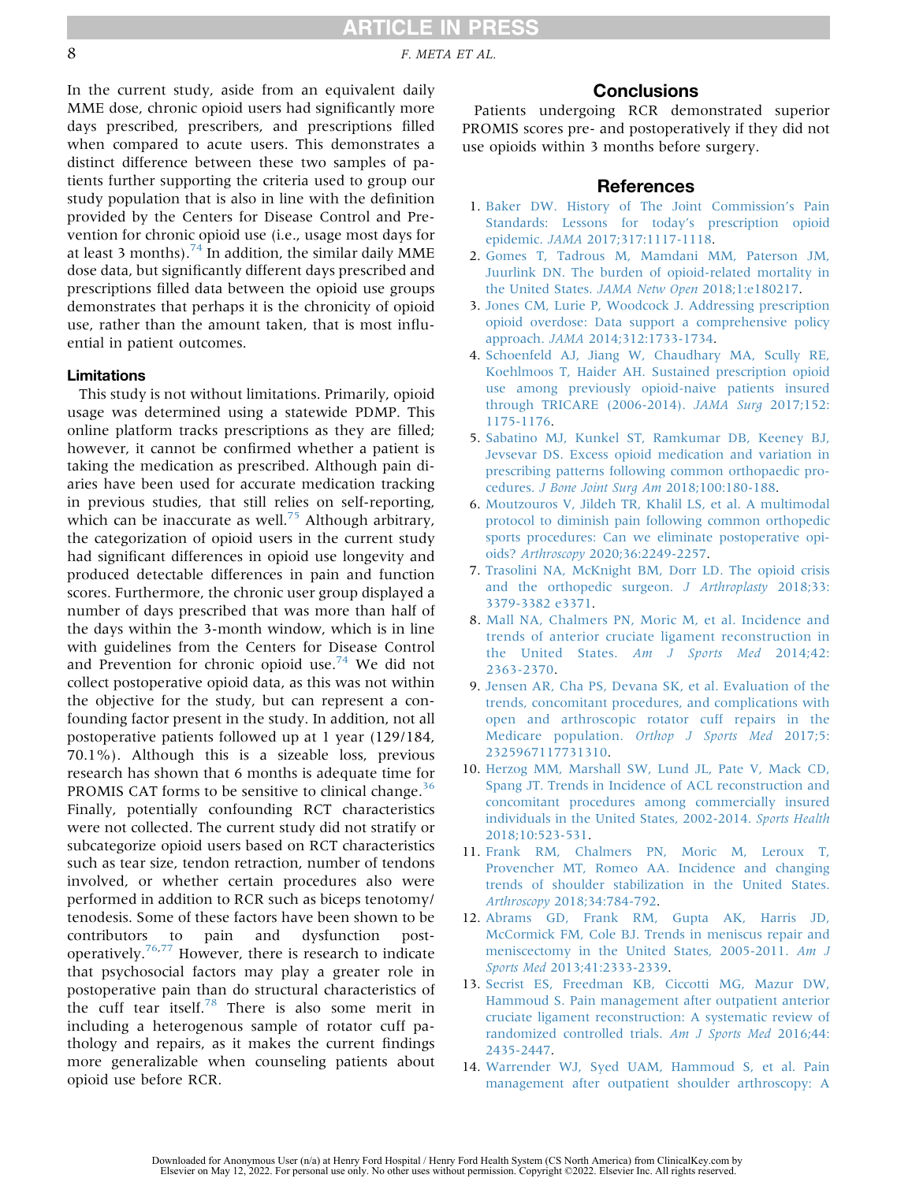In the current study, aside from an equivalent daily MME dose, chronic opioid users had significantly more days prescribed, prescribers, and prescriptions filled when compared to acute users. This demonstrates a distinct difference between these two samples of patients further supporting the criteria used to group our study population that is also in line with the definition provided by the Centers for Disease Control and Prevention for chronic opioid use (i.e., usage most days for at least 3 months).[74] In addition, the similar daily MME dose data, but significantly different days prescribed and prescriptions filled data between the opioid use groups demonstrates that perhaps it is the chronicity of opioid use, rather than the amount taken, that is most influential in patient outcomes.

### Limitations

This study is not without limitations. Primarily, opioid usage was determined using a statewide PDMP. This online platform tracks prescriptions as they are filled; however, it cannot be confirmed whether a patient is taking the medication as prescribed. Although pain diaries have been used for accurate medication tracking in previous studies, that still relies on self-reporting, which can be inaccurate as well.[75] Although arbitrary, the categorization of opioid users in the current study had significant differences in opioid use longevity and produced detectable differences in pain and function scores. Furthermore, the chronic user group displayed a number of days prescribed that was more than half of the days within the 3-month window, which is in line with guidelines from the Centers for Disease Control and Prevention for chronic opioid use.[74] We did not collect postoperative opioid data, as this was not within the objective for the study, but can represent a confounding factor present in the study. In addition, not all postoperative patients followed up at 1 year (129/184, 70.1%). Although this is a sizeable loss, previous research has shown that 6 months is adequate time for PROMIS CAT forms to be sensitive to clinical change.[36] Finally, potentially confounding RCT characteristics were not collected. The current study did not stratify or subcategorize opioid users based on RCT characteristics such as tear size, tendon retraction, number of tendons involved, or whether certain procedures also were performed in addition to RCR such as biceps tenotomy/tenodesis. Some of these factors have been shown to be contributors to pain and dysfunction postoperatively.[76,77] However, there is research to indicate that psychosocial factors may play a greater role in postoperative pain than do structural characteristics of the cuff tear itself.[78] There is also some merit in including a heterogenous sample of rotator cuff pathology and repairs, as it makes the current findings more generalizable when counseling patients about opioid use before RCR.

## Conclusions

Patients undergoing RCR demonstrated superior PROMIS scores pre- and postoperatively if they did not use opioids within 3 months before surgery.

## References

1. Baker DW. History of The Joint Commission's Pain Standards: Lessons for today's prescription opioid epidemic. *JAMA* 2017;317:1117-1118.
2. Gomes T, Tadrous M, Mamdani MM, Paterson JM, Juurlink DN. The burden of opioid-related mortality in the United States. *JAMA Netw Open* 2018;1:e180217.
3. Jones CM, Lurie P, Woodcock J. Addressing prescription opioid overdose: Data support a comprehensive policy approach. *JAMA* 2014;312:1733-1734.
4. Schoenfeld AJ, Jiang W, Chaudhary MA, Scully RE, Koehlmoos T, Haider AH. Sustained prescription opioid use among previously opioid-naive patients insured through TRICARE (2006-2014). *JAMA Surg* 2017;152:1175-1176.
5. Sabatino MJ, Kunkel ST, Ramkumar DB, Keeney BJ, Jevsevar DS. Excess opioid medication and variation in prescribing patterns following common orthopaedic procedures. *J Bone Joint Surg Am* 2018;100:180-188.
6. Moutzouros V, Jildeh TR, Khalil LS, et al. A multimodal protocol to diminish pain following common orthopedic sports procedures: Can we eliminate postoperative opioids? *Arthroscopy* 2020;36:2249-2257.
7. Trasolini NA, McKnight BM, Dorr LD. The opioid crisis and the orthopedic surgeon. *J Arthroplasty* 2018;33:3379-3382 e3371.
8. Mall NA, Chalmers PN, Moric M, et al. Incidence and trends of anterior cruciate ligament reconstruction in the United States. *Am J Sports Med* 2014;42:2363-2370.
9. Jensen AR, Cha PS, Devana SK, et al. Evaluation of the trends, concomitant procedures, and complications with open and arthroscopic rotator cuff repairs in the Medicare population. *Orthop J Sports Med* 2017;5:2325967117731310.
10. Herzog MM, Marshall SW, Lund JL, Pate V, Mack CD, Spang JT. Trends in Incidence of ACL reconstruction and concomitant procedures among commercially insured individuals in the United States, 2002-2014. *Sports Health* 2018;10:523-531.
11. Frank RM, Chalmers PN, Moric M, Leroux T, Provencher MT, Romeo AA. Incidence and changing trends of shoulder stabilization in the United States. *Arthroscopy* 2018;34:784-792.
12. Abrams GD, Frank RM, Gupta AK, Harris JD, McCormick FM, Cole BJ. Trends in meniscus repair and meniscectomy in the United States, 2005-2011. *Am J Sports Med* 2013;41:2333-2339.
13. Secrist ES, Freedman KB, Ciccotti MG, Mazur DW, Hammoud S. Pain management after outpatient anterior cruciate ligament reconstruction: A systematic review of randomized controlled trials. *Am J Sports Med* 2016;44:2435-2447.
14. Warrender WJ, Syed UAM, Hammoud S, et al. Pain management after outpatient shoulder arthroscopy: A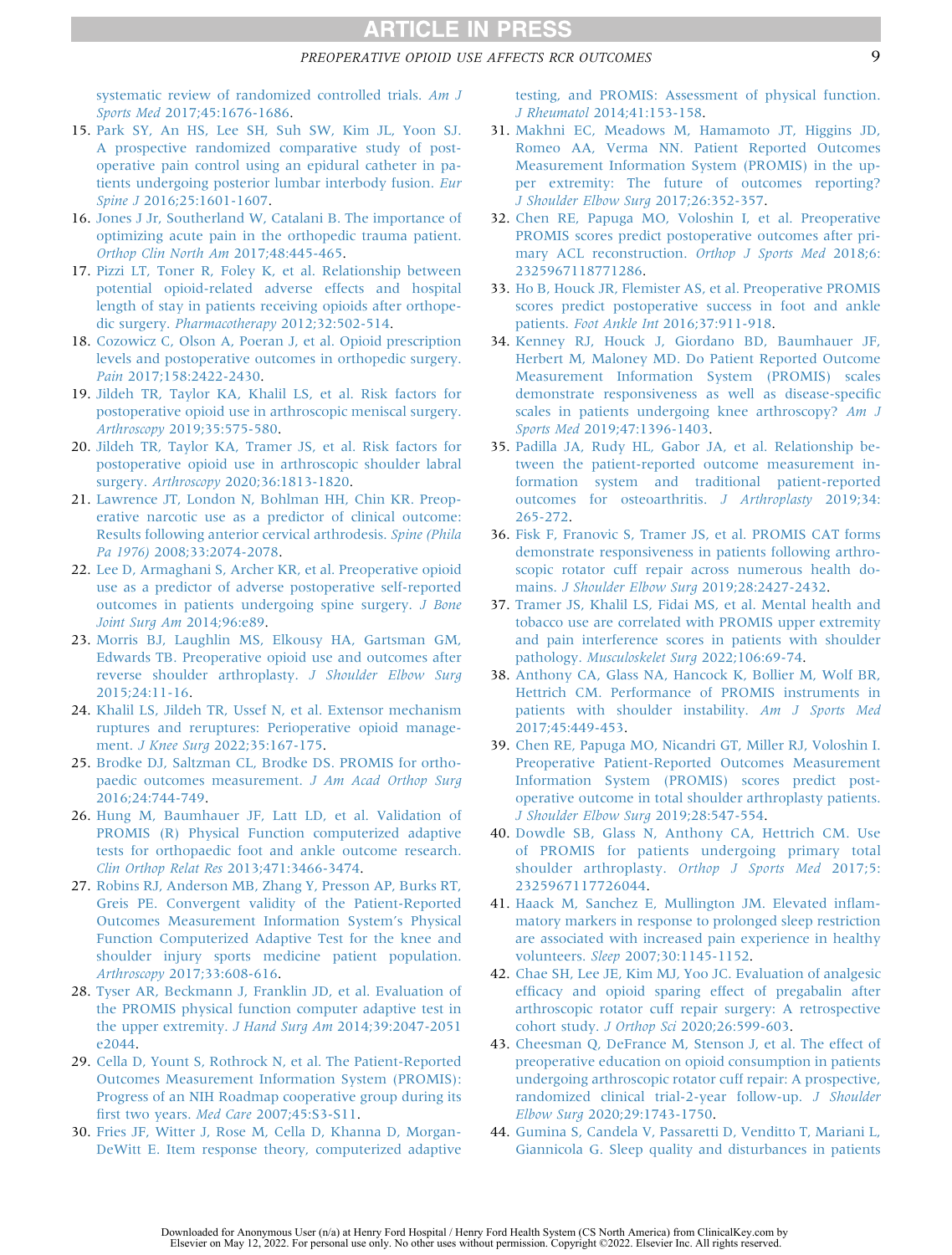systematic review of randomized controlled trials. *Am J Sports Med* 2017;45:1676-1686.

15. Park SY, An HS, Lee SH, Suh SW, Kim JL, Yoon SJ. A prospective randomized comparative study of postoperative pain control using an epidural catheter in patients undergoing posterior lumbar interbody fusion. *Eur Spine J* 2016;25:1601-1607.
16. Jones J Jr, Southerland W, Catalani B. The importance of optimizing acute pain in the orthopedic trauma patient. *Orthop Clin North Am* 2017;48:445-465.
17. Pizzi LT, Toner R, Foley K, et al. Relationship between potential opioid-related adverse effects and hospital length of stay in patients receiving opioids after orthopedic surgery. *Pharmacotherapy* 2012;32:502-514.
18. Cozowicz C, Olson A, Poeran J, et al. Opioid prescription levels and postoperative outcomes in orthopedic surgery. *Pain* 2017;158:2422-2430.
19. Jildeh TR, Taylor KA, Khalil LS, et al. Risk factors for postoperative opioid use in arthroscopic meniscal surgery. *Arthroscopy* 2019;35:575-580.
20. Jildeh TR, Taylor KA, Tramer JS, et al. Risk factors for postoperative opioid use in arthroscopic shoulder labral surgery. *Arthroscopy* 2020;36:1813-1820.
21. Lawrence JT, London N, Bohlman HH, Chin KR. Preoperative narcotic use as a predictor of clinical outcome: Results following anterior cervical arthrodesis. *Spine (Phila Pa 1976)* 2008;33:2074-2078.
22. Lee D, Armaghani S, Archer KR, et al. Preoperative opioid use as a predictor of adverse postoperative self-reported outcomes in patients undergoing spine surgery. *J Bone Joint Surg Am* 2014;96:e89.
23. Morris BJ, Laughlin MS, Elkousy HA, Gartsman GM, Edwards TB. Preoperative opioid use and outcomes after reverse shoulder arthroplasty. *J Shoulder Elbow Surg* 2015;24:11-16.
24. Khalil LS, Jildeh TR, Ussef N, et al. Extensor mechanism ruptures and reruptures: Perioperative opioid management. *J Knee Surg* 2022;35:167-175.
25. Brodke DJ, Saltzman CL, Brodke DS. PROMIS for orthopaedic outcomes measurement. *J Am Acad Orthop Surg* 2016;24:744-749.
26. Hung M, Baumhauer JF, Latt LD, et al. Validation of PROMIS (R) Physical Function computerized adaptive tests for orthopaedic foot and ankle outcome research. *Clin Orthop Relat Res* 2013;471:3466-3474.
27. Robins RJ, Anderson MB, Zhang Y, Presson AP, Burks RT, Greis PE. Convergent validity of the Patient-Reported Outcomes Measurement Information System's Physical Function Computerized Adaptive Test for the knee and shoulder injury sports medicine patient population. *Arthroscopy* 2017;33:608-616.
28. Tyser AR, Beckmann J, Franklin JD, et al. Evaluation of the PROMIS physical function computer adaptive test in the upper extremity. *J Hand Surg Am* 2014;39:2047-2051 e2044.
29. Cella D, Yount S, Rothrock N, et al. The Patient-Reported Outcomes Measurement Information System (PROMIS): Progress of an NIH Roadmap cooperative group during its first two years. *Med Care* 2007;45:S3-S11.
30. Fries JF, Witter J, Rose M, Cella D, Khanna D, Morgan-DeWitt E. Item response theory, computerized adaptive testing, and PROMIS: Assessment of physical function. *J Rheumatol* 2014;41:153-158.
31. Makhni EC, Meadows M, Hamamoto JT, Higgins JD, Romeo AA, Verma NN. Patient Reported Outcomes Measurement Information System (PROMIS) in the upper extremity: The future of outcomes reporting? *J Shoulder Elbow Surg* 2017;26:352-357.
32. Chen RE, Papuga MO, Voloshin I, et al. Preoperative PROMIS scores predict postoperative outcomes after primary ACL reconstruction. *Orthop J Sports Med* 2018;6: 2325967118771286.
33. Ho B, Houck JR, Flemister AS, et al. Preoperative PROMIS scores predict postoperative success in foot and ankle patients. *Foot Ankle Int* 2016;37:911-918.
34. Kenney RJ, Houck J, Giordano BD, Baumhauer JF, Herbert M, Maloney MD. Do Patient Reported Outcome Measurement Information System (PROMIS) scales demonstrate responsiveness as well as disease-specific scales in patients undergoing knee arthroscopy? *Am J Sports Med* 2019;47:1396-1403.
35. Padilla JA, Rudy HL, Gabor JA, et al. Relationship between the patient-reported outcome measurement information system and traditional patient-reported outcomes for osteoarthritis. *J Arthroplasty* 2019;34: 265-272.
36. Fisk F, Franovic S, Tramer JS, et al. PROMIS CAT forms demonstrate responsiveness in patients following arthroscopic rotator cuff repair across numerous health domains. *J Shoulder Elbow Surg* 2019;28:2427-2432.
37. Tramer JS, Khalil LS, Fidai MS, et al. Mental health and tobacco use are correlated with PROMIS upper extremity and pain interference scores in patients with shoulder pathology. *Musculoskelet Surg* 2022;106:69-74.
38. Anthony CA, Glass NA, Hancock K, Bollier M, Wolf BR, Hettrich CM. Performance of PROMIS instruments in patients with shoulder instability. *Am J Sports Med* 2017;45:449-453.
39. Chen RE, Papuga MO, Nicandri GT, Miller RJ, Voloshin I. Preoperative Patient-Reported Outcomes Measurement Information System (PROMIS) scores predict postoperative outcome in total shoulder arthroplasty patients. *J Shoulder Elbow Surg* 2019;28:547-554.
40. Dowdle SB, Glass N, Anthony CA, Hettrich CM. Use of PROMIS for patients undergoing primary total shoulder arthroplasty. *Orthop J Sports Med* 2017;5: 2325967117726044.
41. Haack M, Sanchez E, Mullington JM. Elevated inflammatory markers in response to prolonged sleep restriction are associated with increased pain experience in healthy volunteers. *Sleep* 2007;30:1145-1152.
42. Chae SH, Lee JE, Kim MJ, Yoo JC. Evaluation of analgesic efficacy and opioid sparing effect of pregabalin after arthroscopic rotator cuff repair surgery: A retrospective cohort study. *J Orthop Sci* 2020;26:599-603.
43. Cheesman Q, DeFrance M, Stenson J, et al. The effect of preoperative education on opioid consumption in patients undergoing arthroscopic rotator cuff repair: A prospective, randomized clinical trial-2-year follow-up. *J Shoulder Elbow Surg* 2020;29:1743-1750.
44. Gumina S, Candela V, Passaretti D, Venditto T, Mariani L, Giannicola G. Sleep quality and disturbances in patients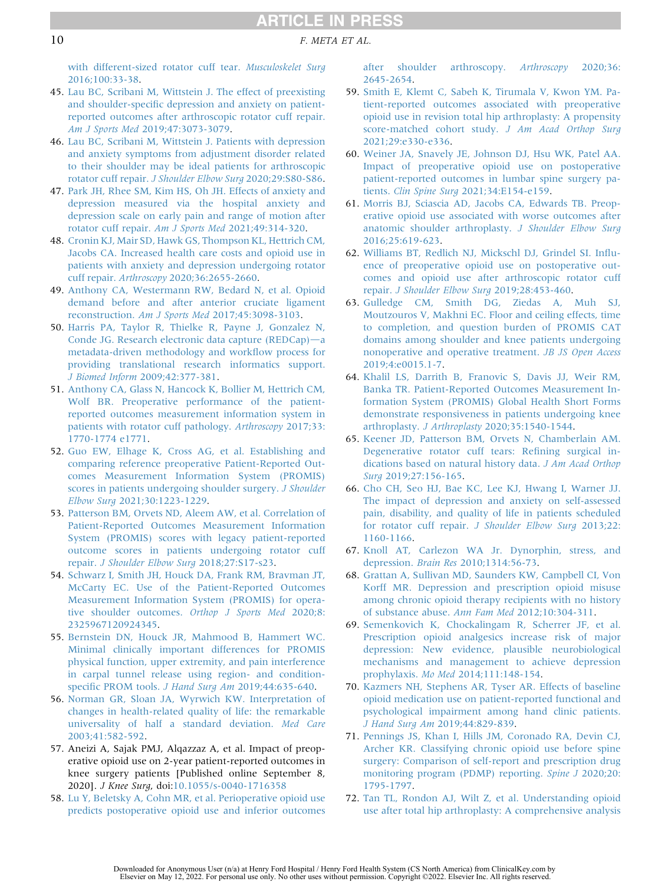with different-sized rotator cuff tear. *Musculoskelet Surg* 2016;100:33-38.

45. Lau BC, Scribani M, Wittstein J. The effect of preexisting and shoulder-specific depression and anxiety on patient-reported outcomes after arthroscopic rotator cuff repair. *Am J Sports Med* 2019;47:3073-3079.
46. Lau BC, Scribani M, Wittstein J. Patients with depression and anxiety symptoms from adjustment disorder related to their shoulder may be ideal patients for arthroscopic rotator cuff repair. *J Shoulder Elbow Surg* 2020;29:S80-S86.
47. Park JH, Rhee SM, Kim HS, Oh JH. Effects of anxiety and depression measured via the hospital anxiety and depression scale on early pain and range of motion after rotator cuff repair. *Am J Sports Med* 2021;49:314-320.
48. Cronin KJ, Mair SD, Hawk GS, Thompson KL, Hettrich CM, Jacobs CA. Increased health care costs and opioid use in patients with anxiety and depression undergoing rotator cuff repair. *Arthroscopy* 2020;36:2655-2660.
49. Anthony CA, Westermann RW, Bedard N, et al. Opioid demand before and after anterior cruciate ligament reconstruction. *Am J Sports Med* 2017;45:3098-3103.
50. Harris PA, Taylor R, Thielke R, Payne J, Gonzalez N, Conde JG. Research electronic data capture (REDCap)—a metadata-driven methodology and workflow process for providing translational research informatics support. *J Biomed Inform* 2009;42:377-381.
51. Anthony CA, Glass N, Hancock K, Bollier M, Hettrich CM, Wolf BR. Preoperative performance of the patient-reported outcomes measurement information system in patients with rotator cuff pathology. *Arthroscopy* 2017;33: 1770-1774 e1771.
52. Guo EW, Elhage K, Cross AG, et al. Establishing and comparing reference preoperative Patient-Reported Outcomes Measurement Information System (PROMIS) scores in patients undergoing shoulder surgery. *J Shoulder Elbow Surg* 2021;30:1223-1229.
53. Patterson BM, Orvets ND, Aleem AW, et al. Correlation of Patient-Reported Outcomes Measurement Information System (PROMIS) scores with legacy patient-reported outcome scores in patients undergoing rotator cuff repair. *J Shoulder Elbow Surg* 2018;27:S17-s23.
54. Schwarz I, Smith JH, Houck DA, Frank RM, Bravman JT, McCarty EC. Use of the Patient-Reported Outcomes Measurement Information System (PROMIS) for operative shoulder outcomes. *Orthop J Sports Med* 2020;8: 2325967120924345.
55. Bernstein DN, Houck JR, Mahmood B, Hammert WC. Minimal clinically important differences for PROMIS physical function, upper extremity, and pain interference in carpal tunnel release using region- and condition-specific PROM tools. *J Hand Surg Am* 2019;44:635-640.
56. Norman GR, Sloan JA, Wyrwich KW. Interpretation of changes in health-related quality of life: the remarkable universality of half a standard deviation. *Med Care* 2003;41:582-592.
57. Aneizi A, Sajak PMJ, Alqazzaz A, et al. Impact of preoperative opioid use on 2-year patient-reported outcomes in knee surgery patients [Published online September 8, 2020]. *J Knee Surg*, doi:10.1055/s-0040-1716358
58. Lu Y, Beletsky A, Cohn MR, et al. Perioperative opioid use predicts postoperative opioid use and inferior outcomes after shoulder arthroscopy. *Arthroscopy* 2020;36: 2645-2654.
59. Smith E, Klemt C, Sabeh K, Tirumala V, Kwon YM. Patient-reported outcomes associated with preoperative opioid use in revision total hip arthroplasty: A propensity score-matched cohort study. *J Am Acad Orthop Surg* 2021;29:e330-e336.
60. Weiner JA, Snavely JE, Johnson DJ, Hsu WK, Patel AA. Impact of preoperative opioid use on postoperative patient-reported outcomes in lumbar spine surgery patients. *Clin Spine Surg* 2021;34:E154-e159.
61. Morris BJ, Sciascia AD, Jacobs CA, Edwards TB. Preoperative opioid use associated with worse outcomes after anatomic shoulder arthroplasty. *J Shoulder Elbow Surg* 2016;25:619-623.
62. Williams BT, Redlich NJ, Mickschl DJ, Grindel SI. Influence of preoperative opioid use on postoperative outcomes and opioid use after arthroscopic rotator cuff repair. *J Shoulder Elbow Surg* 2019;28:453-460.
63. Gulledge CM, Smith DG, Ziedas A, Muh SJ, Moutzouros V, Makhni EC. Floor and ceiling effects, time to completion, and question burden of PROMIS CAT domains among shoulder and knee patients undergoing nonoperative and operative treatment. *JB JS Open Access* 2019;4:e0015.1-7.
64. Khalil LS, Darrith B, Franovic S, Davis JJ, Weir RM, Banka TR. Patient-Reported Outcomes Measurement Information System (PROMIS) Global Health Short Forms demonstrate responsiveness in patients undergoing knee arthroplasty. *J Arthroplasty* 2020;35:1540-1544.
65. Keener JD, Patterson BM, Orvets N, Chamberlain AM. Degenerative rotator cuff tears: Refining surgical indications based on natural history data. *J Am Acad Orthop Surg* 2019;27:156-165.
66. Cho CH, Seo HJ, Bae KC, Lee KJ, Hwang I, Warner JJ. The impact of depression and anxiety on self-assessed pain, disability, and quality of life in patients scheduled for rotator cuff repair. *J Shoulder Elbow Surg* 2013;22: 1160-1166.
67. Knoll AT, Carlezon WA Jr. Dynorphin, stress, and depression. *Brain Res* 2010;1314:56-73.
68. Grattan A, Sullivan MD, Saunders KW, Campbell CI, Von Korff MR. Depression and prescription opioid misuse among chronic opioid therapy recipients with no history of substance abuse. *Ann Fam Med* 2012;10:304-311.
69. Semenkovich K, Chockalingam R, Scherrer JF, et al. Prescription opioid analgesics increase risk of major depression: New evidence, plausible neurobiological mechanisms and management to achieve depression prophylaxis. *Mo Med* 2014;111:148-154.
70. Kazmers NH, Stephens AR, Tyser AR. Effects of baseline opioid medication use on patient-reported functional and psychological impairment among hand clinic patients. *J Hand Surg Am* 2019;44:829-839.
71. Pennings JS, Khan I, Hills JM, Coronado RA, Devin CJ, Archer KR. Classifying chronic opioid use before spine surgery: Comparison of self-report and prescription drug monitoring program (PDMP) reporting. *Spine J* 2020;20: 1795-1797.
72. Tan TL, Rondon AJ, Wilt Z, et al. Understanding opioid use after total hip arthroplasty: A comprehensive analysis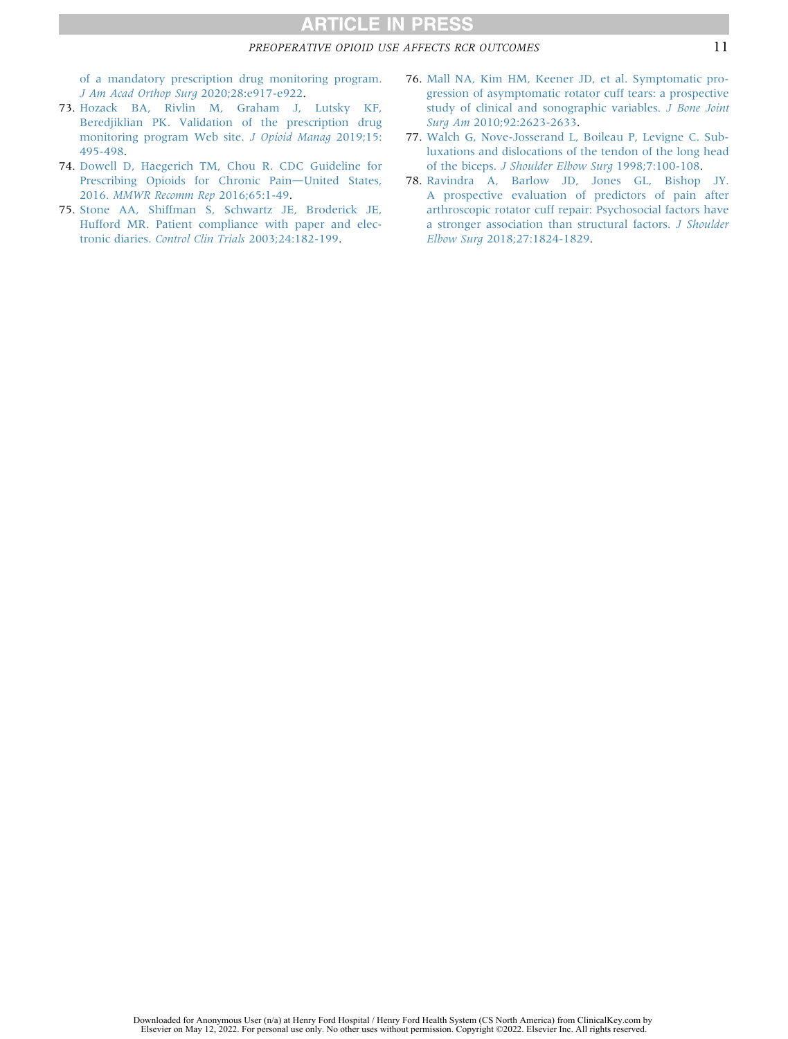of a mandatory prescription drug monitoring program. *J Am Acad Orthop Surg* 2020;28:e917-e922.

73. Hozack BA, Rivlin M, Graham J, Lutsky KF, Beredjiklian PK. Validation of the prescription drug monitoring program Web site. *J Opioid Manag* 2019;15:495-498.
74. Dowell D, Haegerich TM, Chou R. CDC Guideline for Prescribing Opioids for Chronic Pain—United States, 2016. *MMWR Recomm Rep* 2016;65:1-49.
75. Stone AA, Shiffman S, Schwartz JE, Broderick JE, Hufford MR. Patient compliance with paper and electronic diaries. *Control Clin Trials* 2003;24:182-199.
76. Mall NA, Kim HM, Keener JD, et al. Symptomatic progression of asymptomatic rotator cuff tears: a prospective study of clinical and sonographic variables. *J Bone Joint Surg Am* 2010;92:2623-2633.
77. Walch G, Nove-Josserand L, Boileau P, Levigne C. Subluxations and dislocations of the tendon of the long head of the biceps. *J Shoulder Elbow Surg* 1998;7:100-108.
78. Ravindra A, Barlow JD, Jones GL, Bishop JY. A prospective evaluation of predictors of pain after arthroscopic rotator cuff repair: Psychosocial factors have a stronger association than structural factors. *J Shoulder Elbow Surg* 2018;27:1824-1829.